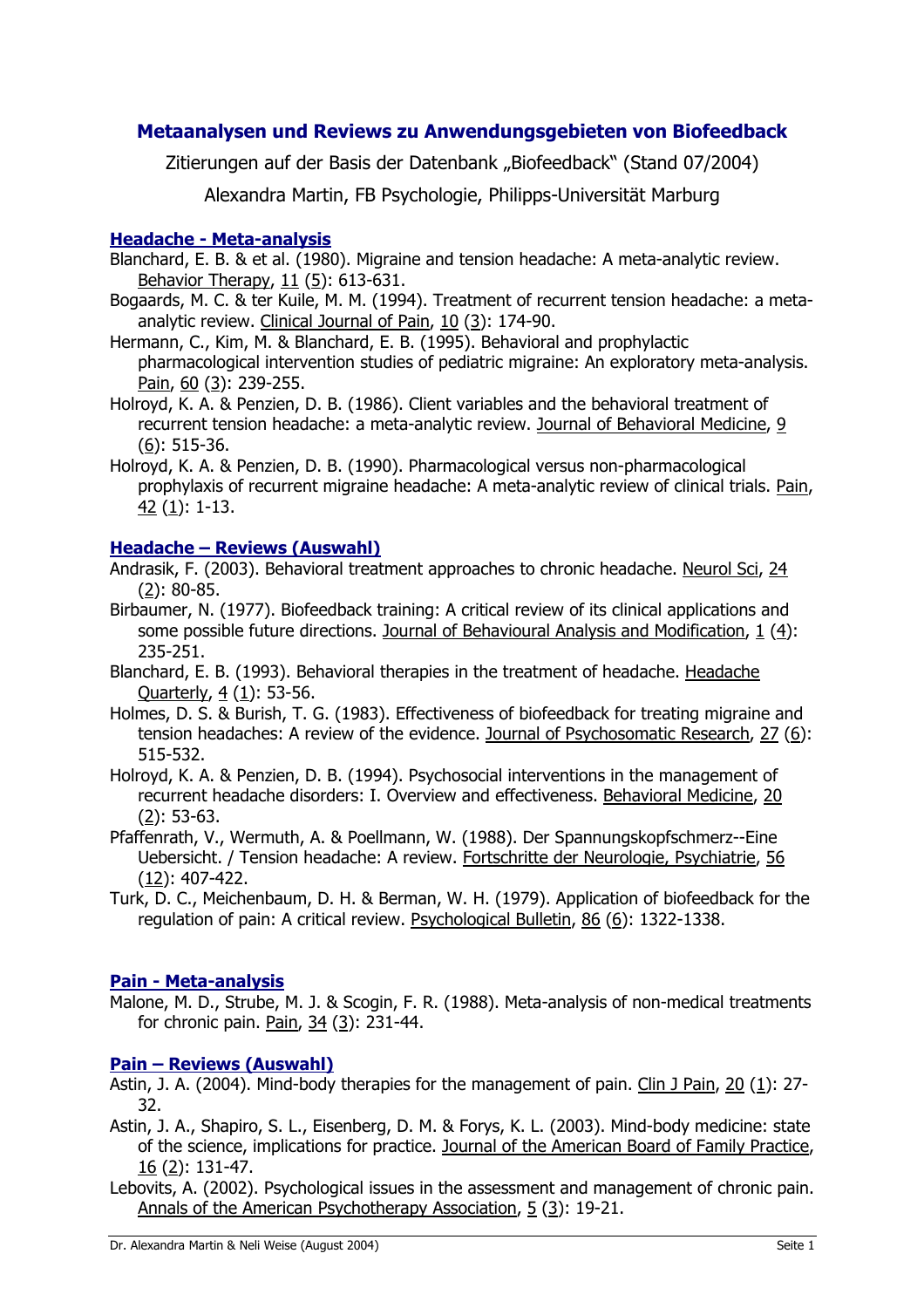# Metaanalysen und Reviews zu Anwendungsgebieten von Biofeedback

Zitierungen auf der Basis der Datenbank „Biofeedback" (Stand 07/2004)

Alexandra Martin, FB Psychologie, Philipps-Universität Marburg

## Headache - Meta-analysis

Blanchard, E. B. & et al. (1980). Migraine and tension headache: A meta-analytic review. Behavior Therapy, 11 (5): 613-631.

Bogaards, M. C. & ter Kuile, M. M. (1994). Treatment of recurrent tension headache: a meta-analytic review. Clinical Journal of Pain, 10 (3): 174-90.

Hermann, C., Kim, M. & Blanchard, E. B. (1995). Behavioral and prophylactic pharmacological intervention studies of pediatric migraine: An exploratory meta-analysis. Pain, 60 (3): 239-255.

Holroyd, K. A. & Penzien, D. B. (1986). Client variables and the behavioral treatment of recurrent tension headache: a meta-analytic review. Journal of Behavioral Medicine, 9 (6): 515-36.

Holroyd, K. A. & Penzien, D. B. (1990). Pharmacological versus non-pharmacological prophylaxis of recurrent migraine headache: A meta-analytic review of clinical trials. Pain, 42 (1): 1-13.

## Headache – Reviews (Auswahl)

Andrasik, F. (2003). Behavioral treatment approaches to chronic headache. Neurol Sci, 24 (2): 80-85.

Birbaumer, N. (1977). Biofeedback training: A critical review of its clinical applications and some possible future directions. Journal of Behavioural Analysis and Modification, 1 (4): 235-251.

Blanchard, E. B. (1993). Behavioral therapies in the treatment of headache. Headache Quarterly, 4 (1): 53-56.

Holmes, D. S. & Burish, T. G. (1983). Effectiveness of biofeedback for treating migraine and tension headaches: A review of the evidence. Journal of Psychosomatic Research, 27 (6): 515-532.

Holroyd, K. A. & Penzien, D. B. (1994). Psychosocial interventions in the management of recurrent headache disorders: I. Overview and effectiveness. Behavioral Medicine, 20 (2): 53-63.

Pfaffenrath, V., Wermuth, A. & Poellmann, W. (1988). Der Spannungskopfschmerz--Eine Uebersicht. / Tension headache: A review. Fortschritte der Neurologie, Psychiatrie, 56 (12): 407-422.

Turk, D. C., Meichenbaum, D. H. & Berman, W. H. (1979). Application of biofeedback for the regulation of pain: A critical review. Psychological Bulletin, 86 (6): 1322-1338.

## Pain - Meta-analysis

Malone, M. D., Strube, M. J. & Scogin, F. R. (1988). Meta-analysis of non-medical treatments for chronic pain. Pain, 34 (3): 231-44.

## Pain – Reviews (Auswahl)

Astin, J. A. (2004). Mind-body therapies for the management of pain. Clin J Pain, 20 (1): 27-32.

Astin, J. A., Shapiro, S. L., Eisenberg, D. M. & Forys, K. L. (2003). Mind-body medicine: state of the science, implications for practice. Journal of the American Board of Family Practice, 16 (2): 131-47.

Lebovits, A. (2002). Psychological issues in the assessment and management of chronic pain. Annals of the American Psychotherapy Association, 5 (3): 19-21.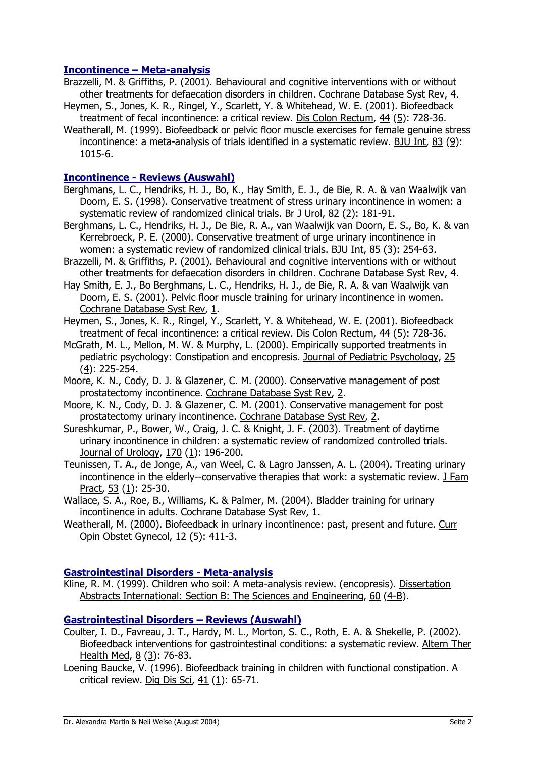## Incontinence – Meta-analysis

Brazzelli, M. & Griffiths, P. (2001). Behavioural and cognitive interventions with or without other treatments for defaecation disorders in children. Cochrane Database Syst Rev, 4.

Heymen, S., Jones, K. R., Ringel, Y., Scarlett, Y. & Whitehead, W. E. (2001). Biofeedback treatment of fecal incontinence: a critical review. Dis Colon Rectum, 44 (5): 728-36.

Weatherall, M. (1999). Biofeedback or pelvic floor muscle exercises for female genuine stress incontinence: a meta-analysis of trials identified in a systematic review. BJU Int, 83 (9): 1015-6.

## Incontinence - Reviews (Auswahl)

Berghmans, L. C., Hendriks, H. J., Bo, K., Hay Smith, E. J., de Bie, R. A. & van Waalwijk van Doorn, E. S. (1998). Conservative treatment of stress urinary incontinence in women: a systematic review of randomized clinical trials. Br J Urol, 82 (2): 181-91.

Berghmans, L. C., Hendriks, H. J., De Bie, R. A., van Waalwijk van Doorn, E. S., Bo, K. & van Kerrebroeck, P. E. (2000). Conservative treatment of urge urinary incontinence in women: a systematic review of randomized clinical trials. BJU Int, 85 (3): 254-63.

Brazzelli, M. & Griffiths, P. (2001). Behavioural and cognitive interventions with or without other treatments for defaecation disorders in children. Cochrane Database Syst Rev, 4.

Hay Smith, E. J., Bo Berghmans, L. C., Hendriks, H. J., de Bie, R. A. & van Waalwijk van Doorn, E. S. (2001). Pelvic floor muscle training for urinary incontinence in women. Cochrane Database Syst Rev, 1.

Heymen, S., Jones, K. R., Ringel, Y., Scarlett, Y. & Whitehead, W. E. (2001). Biofeedback treatment of fecal incontinence: a critical review. Dis Colon Rectum, 44 (5): 728-36.

McGrath, M. L., Mellon, M. W. & Murphy, L. (2000). Empirically supported treatments in pediatric psychology: Constipation and encopresis. Journal of Pediatric Psychology, 25 (4): 225-254.

Moore, K. N., Cody, D. J. & Glazener, C. M. (2000). Conservative management of post prostatectomy incontinence. Cochrane Database Syst Rev, 2.

Moore, K. N., Cody, D. J. & Glazener, C. M. (2001). Conservative management for post prostatectomy urinary incontinence. Cochrane Database Syst Rev, 2.

Sureshkumar, P., Bower, W., Craig, J. C. & Knight, J. F. (2003). Treatment of daytime urinary incontinence in children: a systematic review of randomized controlled trials. Journal of Urology, 170 (1): 196-200.

Teunissen, T. A., de Jonge, A., van Weel, C. & Lagro Janssen, A. L. (2004). Treating urinary incontinence in the elderly--conservative therapies that work: a systematic review. J Fam Pract, 53 (1): 25-30.

Wallace, S. A., Roe, B., Williams, K. & Palmer, M. (2004). Bladder training for urinary incontinence in adults. Cochrane Database Syst Rev, 1.

Weatherall, M. (2000). Biofeedback in urinary incontinence: past, present and future. Curr Opin Obstet Gynecol, 12 (5): 411-3.

## Gastrointestinal Disorders - Meta-analysis

Kline, R. M. (1999). Children who soil: A meta-analysis review. (encopresis). Dissertation Abstracts International: Section B: The Sciences and Engineering, 60 (4-B).

## Gastrointestinal Disorders – Reviews (Auswahl)

Coulter, I. D., Favreau, J. T., Hardy, M. L., Morton, S. C., Roth, E. A. & Shekelle, P. (2002). Biofeedback interventions for gastrointestinal conditions: a systematic review. Altern Ther Health Med, 8 (3): 76-83.

Loening Baucke, V. (1996). Biofeedback training in children with functional constipation. A critical review. Dig Dis Sci, 41 (1): 65-71.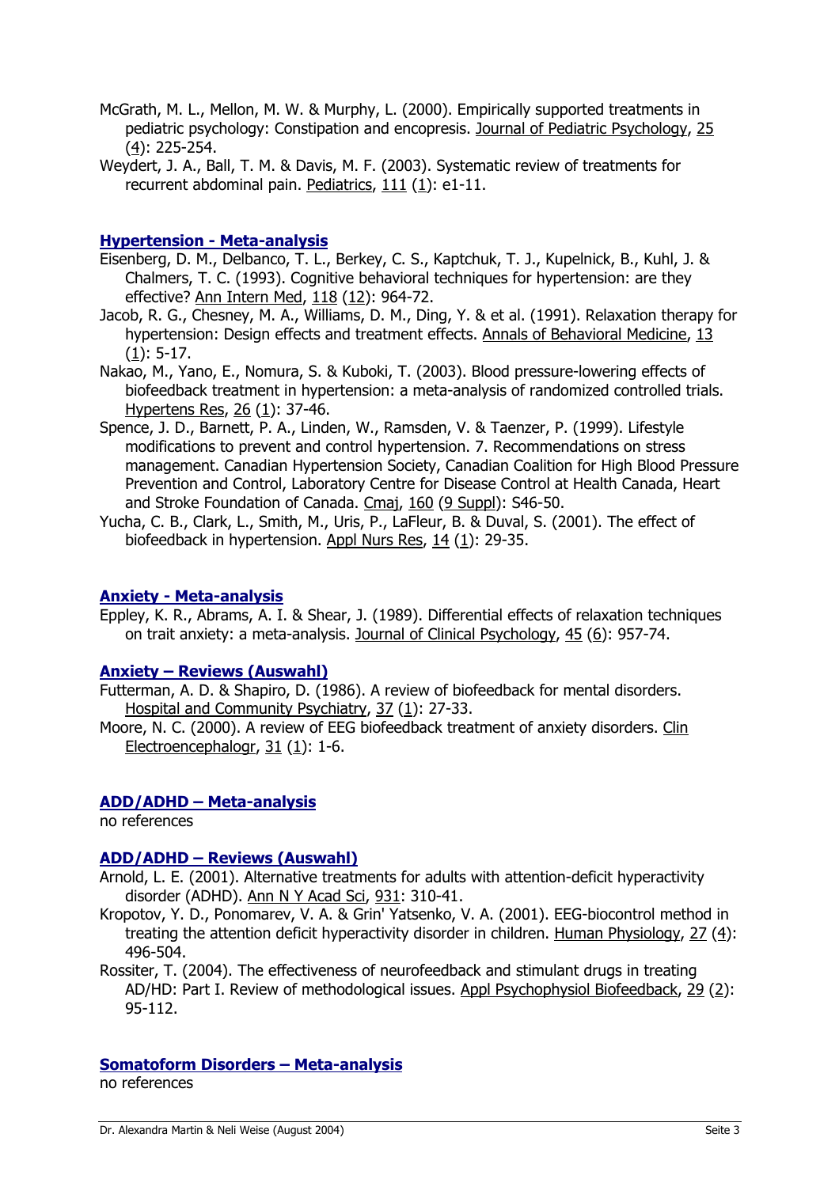McGrath, M. L., Mellon, M. W. & Murphy, L. (2000). Empirically supported treatments in pediatric psychology: Constipation and encopresis. Journal of Pediatric Psychology, 25 (4): 225-254.

Weydert, J. A., Ball, T. M. & Davis, M. F. (2003). Systematic review of treatments for recurrent abdominal pain. Pediatrics, 111 (1): e1-11.

### Hypertension - Meta-analysis

Eisenberg, D. M., Delbanco, T. L., Berkey, C. S., Kaptchuk, T. J., Kupelnick, B., Kuhl, J. & Chalmers, T. C. (1993). Cognitive behavioral techniques for hypertension: are they effective? Ann Intern Med, 118 (12): 964-72.

Jacob, R. G., Chesney, M. A., Williams, D. M., Ding, Y. & et al. (1991). Relaxation therapy for hypertension: Design effects and treatment effects. Annals of Behavioral Medicine, 13 (1): 5-17.

Nakao, M., Yano, E., Nomura, S. & Kuboki, T. (2003). Blood pressure-lowering effects of biofeedback treatment in hypertension: a meta-analysis of randomized controlled trials. Hypertens Res, 26 (1): 37-46.

Spence, J. D., Barnett, P. A., Linden, W., Ramsden, V. & Taenzer, P. (1999). Lifestyle modifications to prevent and control hypertension. 7. Recommendations on stress management. Canadian Hypertension Society, Canadian Coalition for High Blood Pressure Prevention and Control, Laboratory Centre for Disease Control at Health Canada, Heart and Stroke Foundation of Canada. Cmaj, 160 (9 Suppl): S46-50.

Yucha, C. B., Clark, L., Smith, M., Uris, P., LaFleur, B. & Duval, S. (2001). The effect of biofeedback in hypertension. Appl Nurs Res, 14 (1): 29-35.

### Anxiety - Meta-analysis

Eppley, K. R., Abrams, A. I. & Shear, J. (1989). Differential effects of relaxation techniques on trait anxiety: a meta-analysis. Journal of Clinical Psychology, 45 (6): 957-74.

### Anxiety – Reviews (Auswahl)

Futterman, A. D. & Shapiro, D. (1986). A review of biofeedback for mental disorders. Hospital and Community Psychiatry, 37 (1): 27-33.

Moore, N. C. (2000). A review of EEG biofeedback treatment of anxiety disorders. Clin Electroencephalogr, 31 (1): 1-6.

### ADD/ADHD – Meta-analysis

no references

### ADD/ADHD – Reviews (Auswahl)

Arnold, L. E. (2001). Alternative treatments for adults with attention-deficit hyperactivity disorder (ADHD). Ann N Y Acad Sci, 931: 310-41.

Kropotov, Y. D., Ponomarev, V. A. & Grin' Yatsenko, V. A. (2001). EEG-biocontrol method in treating the attention deficit hyperactivity disorder in children. Human Physiology, 27 (4): 496-504.

Rossiter, T. (2004). The effectiveness of neurofeedback and stimulant drugs in treating AD/HD: Part I. Review of methodological issues. Appl Psychophysiol Biofeedback, 29 (2): 95-112.

### Somatoform Disorders – Meta-analysis

no references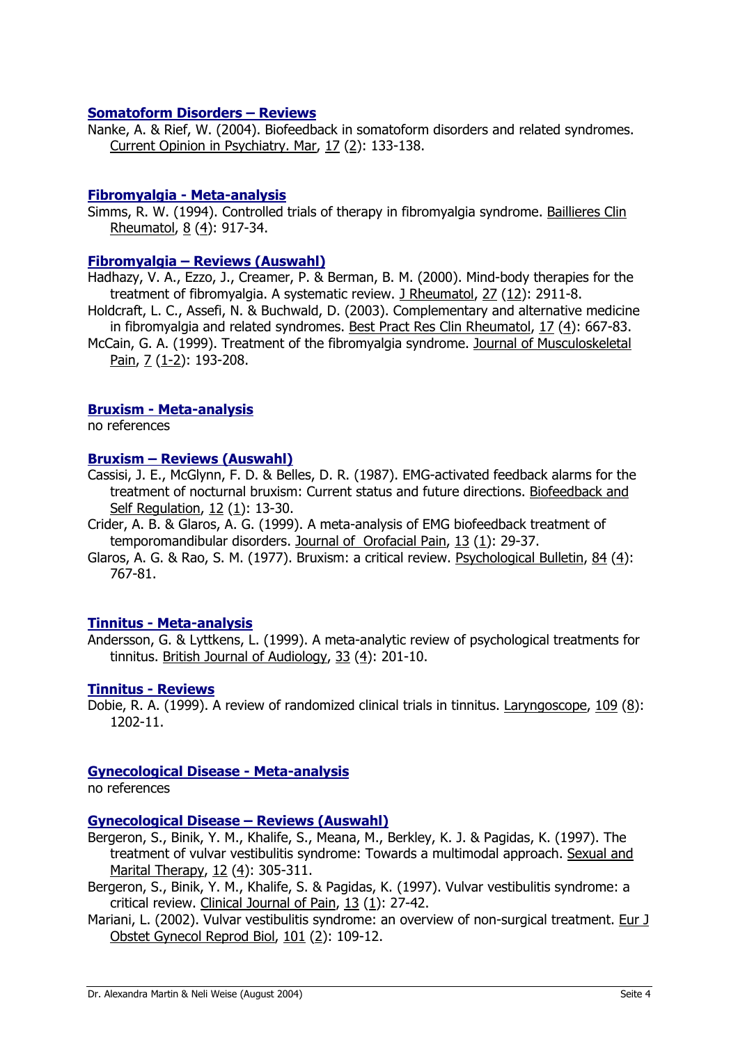### Somatoform Disorders – Reviews

Nanke, A. & Rief, W. (2004). Biofeedback in somatoform disorders and related syndromes. Current Opinion in Psychiatry. Mar, 17 (2): 133-138.

### Fibromyalgia - Meta-analysis

Simms, R. W. (1994). Controlled trials of therapy in fibromyalgia syndrome. Baillieres Clin Rheumatol, 8 (4): 917-34.

### Fibromyalgia – Reviews (Auswahl)

Hadhazy, V. A., Ezzo, J., Creamer, P. & Berman, B. M. (2000). Mind-body therapies for the treatment of fibromyalgia. A systematic review. J Rheumatol, 27 (12): 2911-8.

Holdcraft, L. C., Assefi, N. & Buchwald, D. (2003). Complementary and alternative medicine in fibromyalgia and related syndromes. Best Pract Res Clin Rheumatol, 17 (4): 667-83.

McCain, G. A. (1999). Treatment of the fibromyalgia syndrome. Journal of Musculoskeletal Pain, 7 (1-2): 193-208.

### Bruxism - Meta-analysis

no references

### Bruxism – Reviews (Auswahl)

Cassisi, J. E., McGlynn, F. D. & Belles, D. R. (1987). EMG-activated feedback alarms for the treatment of nocturnal bruxism: Current status and future directions. Biofeedback and Self Regulation, 12 (1): 13-30.

Crider, A. B. & Glaros, A. G. (1999). A meta-analysis of EMG biofeedback treatment of temporomandibular disorders. Journal of Orofacial Pain, 13 (1): 29-37.

Glaros, A. G. & Rao, S. M. (1977). Bruxism: a critical review. Psychological Bulletin, 84 (4): 767-81.

### Tinnitus - Meta-analysis

Andersson, G. & Lyttkens, L. (1999). A meta-analytic review of psychological treatments for tinnitus. British Journal of Audiology, 33 (4): 201-10.

### Tinnitus - Reviews

Dobie, R. A. (1999). A review of randomized clinical trials in tinnitus. Laryngoscope, 109 (8): 1202-11.

### Gynecological Disease - Meta-analysis

no references

### Gynecological Disease – Reviews (Auswahl)

Bergeron, S., Binik, Y. M., Khalife, S., Meana, M., Berkley, K. J. & Pagidas, K. (1997). The treatment of vulvar vestibulitis syndrome: Towards a multimodal approach. Sexual and Marital Therapy, 12 (4): 305-311.

Bergeron, S., Binik, Y. M., Khalife, S. & Pagidas, K. (1997). Vulvar vestibulitis syndrome: a critical review. Clinical Journal of Pain, 13 (1): 27-42.

Mariani, L. (2002). Vulvar vestibulitis syndrome: an overview of non-surgical treatment. Eur J Obstet Gynecol Reprod Biol, 101 (2): 109-12.